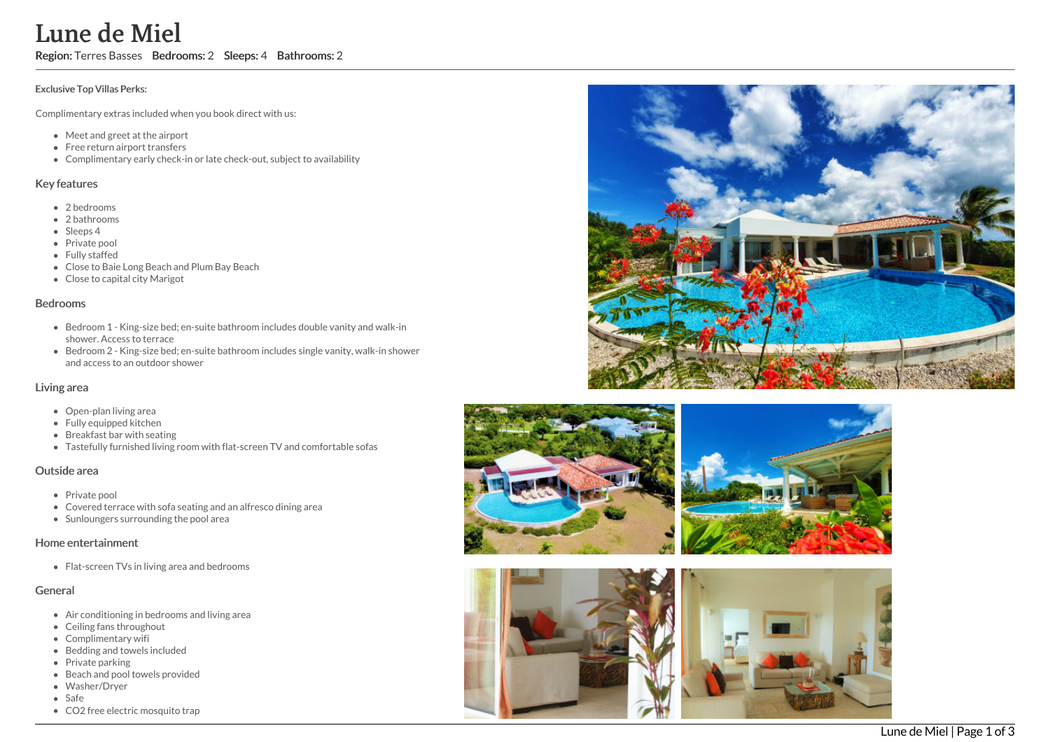# Lune de Miel

**Region:** Terres Basses **Bedrooms:** 2 **Sleeps:** 4 **Bathrooms:** 2

**Exclusive Top Villas Perks:**

Complimentary extras included when you book direct with us:

- Meet and greet at the airport
- Free return airport transfers
- Complimentary early check-in or late check-out, subject to availability

## Key features

- 2 bedrooms
- 2 bathrooms
- Sleeps 4
- Private pool
- Fully staffed
- Close to Baie Long Beach and Plum Bay Beach
- Close to capital city Marigot

## Bedrooms

- Bedroom 1 - King-size bed; en-suite bathroom includes double vanity and walk-in shower. Access to terrace
- Bedroom 2 - King-size bed; en-suite bathroom includes single vanity, walk-in shower and access to an outdoor shower

## Living area

- Open-plan living area
- Fully equipped kitchen
- Breakfast bar with seating
- Tastefully furnished living room with flat-screen TV and comfortable sofas

## Outside area

- Private pool
- Covered terrace with sofa seating and an alfresco dining area
- Sunloungers surrounding the pool area

## Home entertainment

- Flat-screen TVs in living area and bedrooms

## General

- Air conditioning in bedrooms and living area
- Ceiling fans throughout
- Complimentary wifi
- Bedding and towels included
- Private parking
- Beach and pool towels provided
- Washer/Dryer
- Safe
- $CO_2$ free electric mosquito trap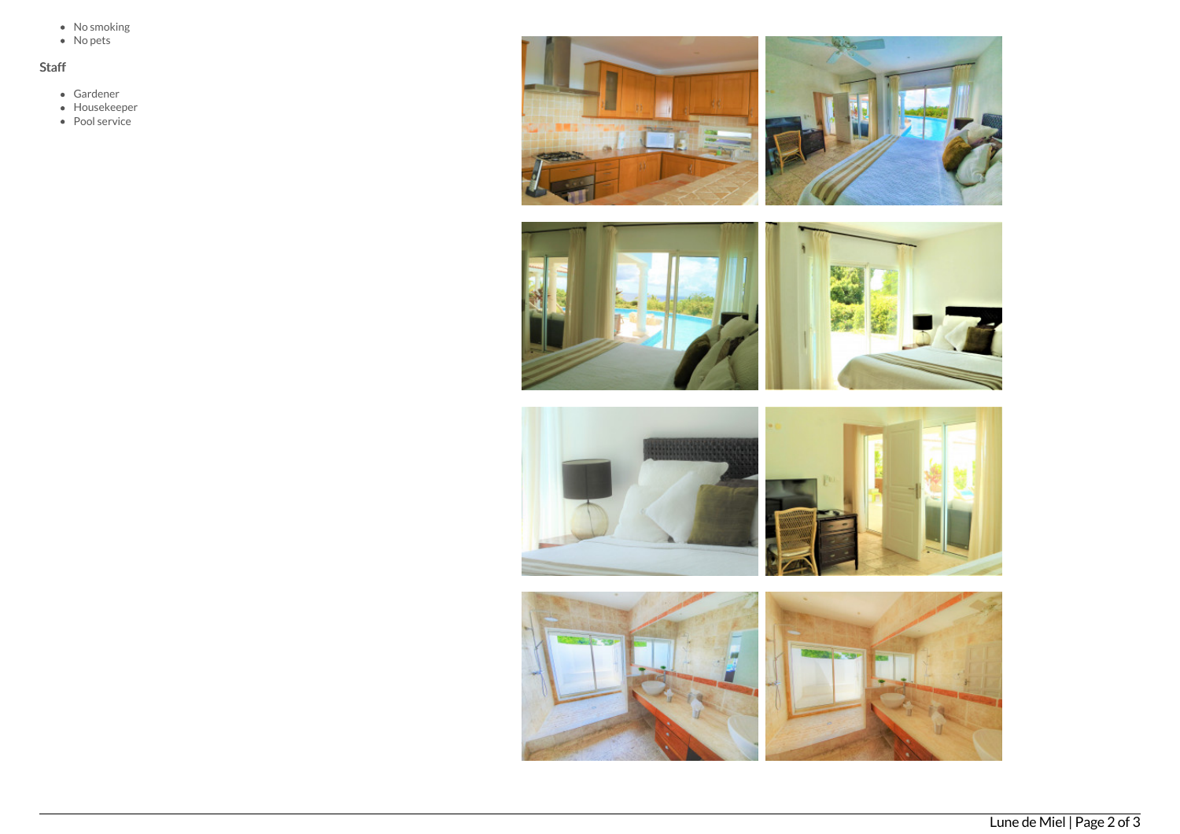- No smoking
- No pets

### Staff

- Gardener
- Housekeeper
- Pool service